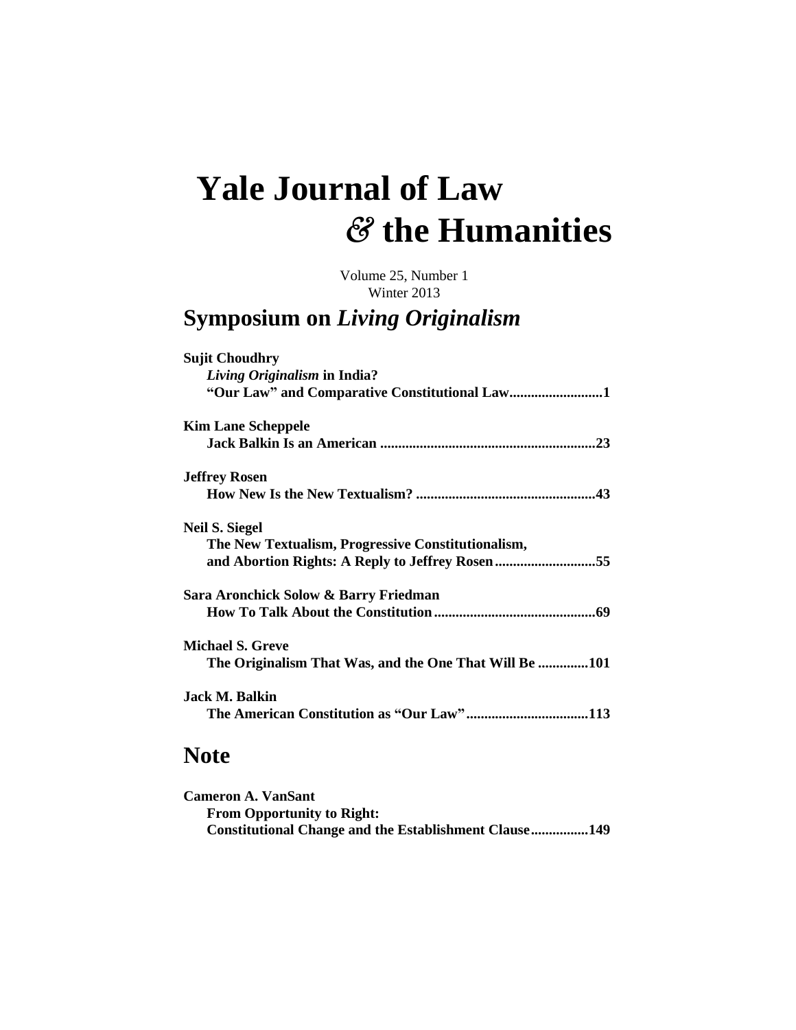# Yale Journal of Law & the Humanities

Volume 25, Number 1
Winter 2013

## Symposium on *Living Originalism*

**Sujit Choudhry**
**_Living Originalism_ in India? "Our Law" and Comparative Constitutional Law..........................1**

**Kim Lane Scheppele**
**Jack Balkin Is an American ...........................................................23**

**Jeffrey Rosen**
**How New Is the New Textualism? ..................................................43**

**Neil S. Siegel**
**The New Textualism, Progressive Constitutionalism, and Abortion Rights: A Reply to Jeffrey Rosen............................55**

**Sara Aronchick Solow & Barry Friedman**
**How To Talk About the Constitution.............................................69**

**Michael S. Greve**
**The Originalism That Was, and the One That Will Be ..............101**

**Jack M. Balkin**
**The American Constitution as "Our Law"..................................113**

## Note

**Cameron A. VanSant**
**From Opportunity to Right: Constitutional Change and the Establishment Clause................149**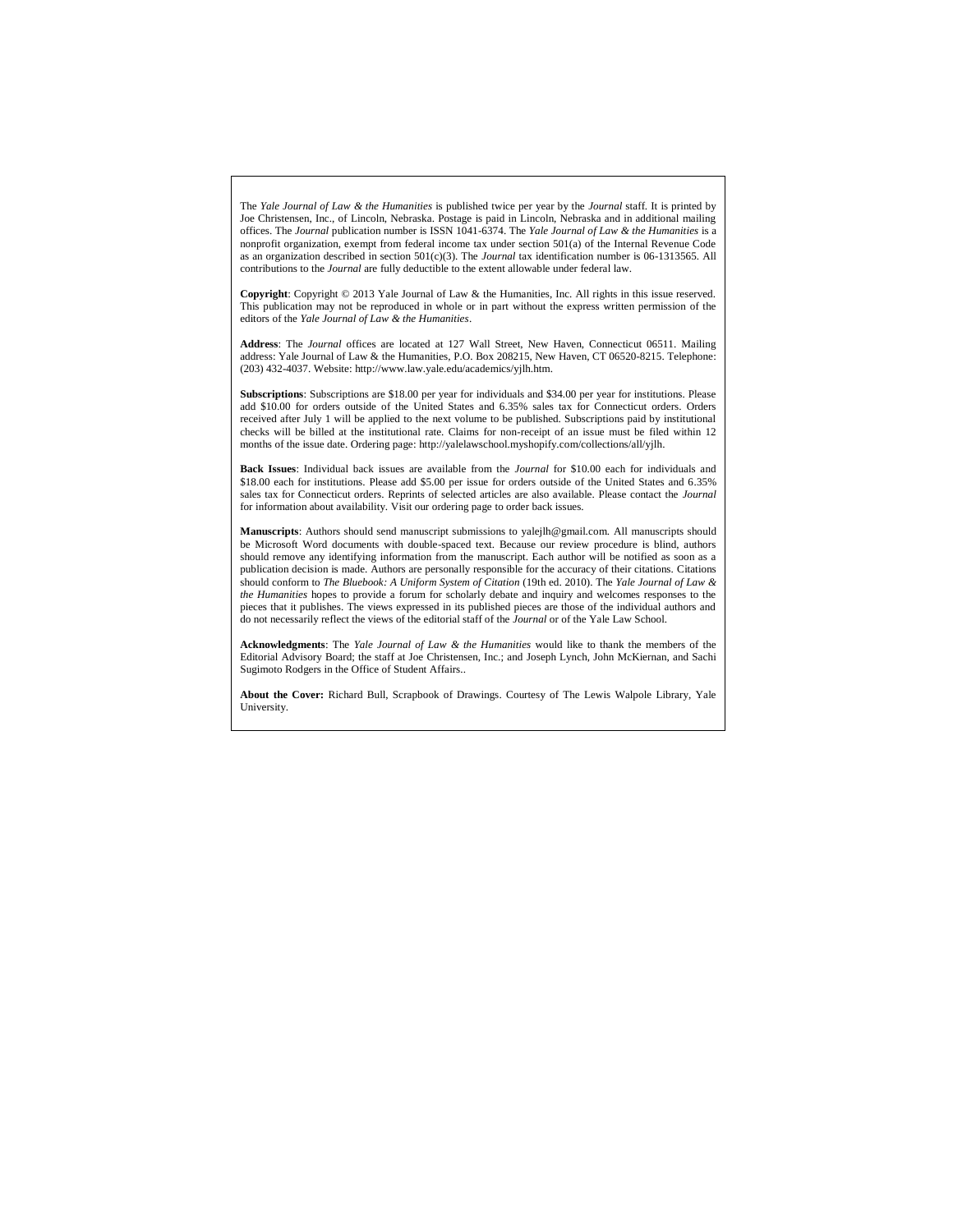The *Yale Journal of Law & the Humanities* is published twice per year by the *Journal* staff. It is printed by Joe Christensen, Inc., of Lincoln, Nebraska. Postage is paid in Lincoln, Nebraska and in additional mailing offices. The *Journal* publication number is ISSN 1041-6374. The *Yale Journal of Law & the Humanities* is a nonprofit organization, exempt from federal income tax under section 501(a) of the Internal Revenue Code as an organization described in section 501(c)(3). The *Journal* tax identification number is 06-1313565. All contributions to the *Journal* are fully deductible to the extent allowable under federal law.

**Copyright**: Copyright © 2013 Yale Journal of Law & the Humanities, Inc. All rights in this issue reserved. This publication may not be reproduced in whole or in part without the express written permission of the editors of the *Yale Journal of Law & the Humanities*.

**Address**: The *Journal* offices are located at 127 Wall Street, New Haven, Connecticut 06511. Mailing address: Yale Journal of Law & the Humanities, P.O. Box 208215, New Haven, CT 06520-8215. Telephone: (203) 432-4037. Website: http://www.law.yale.edu/academics/yjlh.htm.

**Subscriptions**: Subscriptions are $18.00 per year for individuals and $34.00 per year for institutions. Please add $10.00 for orders outside of the United States and 6.35% sales tax for Connecticut orders. Orders received after July 1 will be applied to the next volume to be published. Subscriptions paid by institutional checks will be billed at the institutional rate. Claims for non-receipt of an issue must be filed within 12 months of the issue date. Ordering page: http://yalelawschool.myshopify.com/collections/all/yjlh.

**Back Issues**: Individual back issues are available from the *Journal* for $10.00 each for individuals and $18.00 each for institutions. Please add $5.00 per issue for orders outside of the United States and 6.35% sales tax for Connecticut orders. Reprints of selected articles are also available. Please contact the *Journal* for information about availability. Visit our ordering page to order back issues.

**Manuscripts**: Authors should send manuscript submissions to yalejlh@gmail.com. All manuscripts should be Microsoft Word documents with double-spaced text. Because our review procedure is blind, authors should remove any identifying information from the manuscript. Each author will be notified as soon as a publication decision is made. Authors are personally responsible for the accuracy of their citations. Citations should conform to *The Bluebook: A Uniform System of Citation* (19th ed. 2010). The *Yale Journal of Law & the Humanities* hopes to provide a forum for scholarly debate and inquiry and welcomes responses to the pieces that it publishes. The views expressed in its published pieces are those of the individual authors and do not necessarily reflect the views of the editorial staff of the *Journal* or of the Yale Law School.

**Acknowledgments**: The *Yale Journal of Law & the Humanities* would like to thank the members of the Editorial Advisory Board; the staff at Joe Christensen, Inc.; and Joseph Lynch, John McKiernan, and Sachi Sugimoto Rodgers in the Office of Student Affairs..

**About the Cover:** Richard Bull, Scrapbook of Drawings. Courtesy of The Lewis Walpole Library, Yale University.